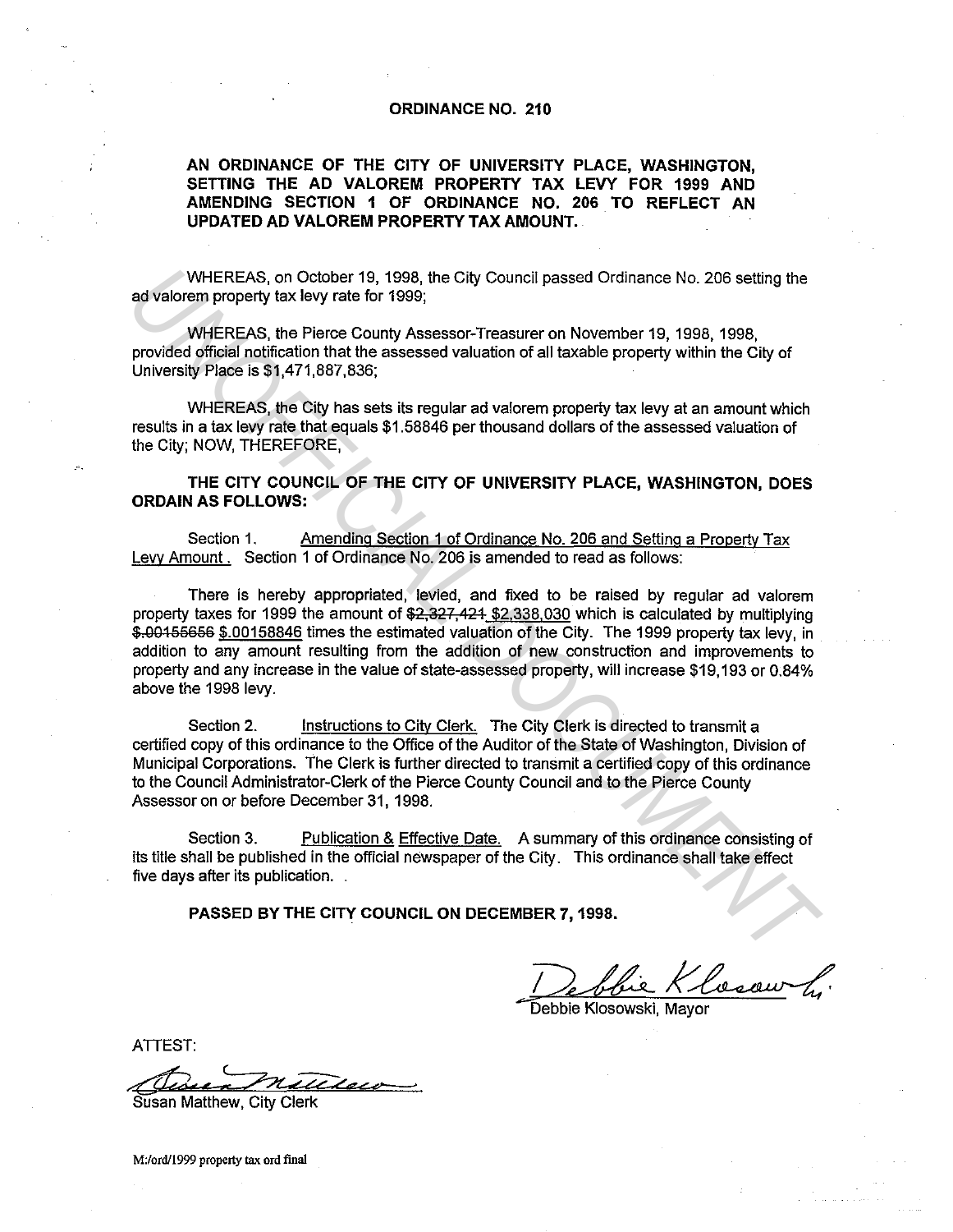# ORDINANCE NO. 210

**AN ORDINANCE OF THE CITY OF UNIVERSITY PLACE, WASHINGTON, SETTING THE AD VALOREM PROPERTY TAX LEVY FOR 1999 AND AMENDING SECTION 1 OF ORDINANCE NO. 206 TO REFLECT AN UPDATED AD VALOREM PROPERTY TAX AMOUNT.**

WHEREAS, on October 19, 1998, the City Council passed Ordinance No. 206 setting the ad valorem property tax levy rate for 1999;

WHEREAS, the Pierce County Assessor-Treasurer on November 19, 1998, 1998, provided official notification that the assessed valuation of all taxable property within the City of University Place is $1,471,887,836;

WHEREAS, the City has sets its regular ad valorem property tax levy at an amount which results in a tax levy rate that equals $1.58846 per thousand dollars of the assessed valuation of the City; NOW, THEREFORE,

**THE CITY COUNCIL OF THE CITY OF UNIVERSITY PLACE, WASHINGTON, DOES ORDAIN AS FOLLOWS:**

Section 1. Amending Section 1 of Ordinance No. 206 and Setting a Property Tax Levy Amount. Section 1 of Ordinance No. 206 is amended to read as follows:

There is hereby appropriated, levied, and fixed to be raised by regular ad valorem property taxes for 1999 the amount of ~~$2,327,421~~ $2,338,030 which is calculated by multiplying ~~$.00155656~~ $.00158846 times the estimated valuation of the City. The 1999 property tax levy, in addition to any amount resulting from the addition of new construction and improvements to property and any increase in the value of state-assessed property, will increase $19,193 or 0.84% above the 1998 levy.

Section 2. Instructions to City Clerk. The City Clerk is directed to transmit a certified copy of this ordinance to the Office of the Auditor of the State of Washington, Division of Municipal Corporations. The Clerk is further directed to transmit a certified copy of this ordinance to the Council Administrator-Clerk of the Pierce County Council and to the Pierce County Assessor on or before December 31, 1998.

Section 3. Publication & Effective Date. A summary of this ordinance consisting of its title shall be published in the official newspaper of the City. This ordinance shall take effect five days after its publication.

**PASSED BY THE CITY COUNCIL ON DECEMBER 7, 1998.**

Debbie Klosowski, Mayor

ATTEST:

Susan Matthew, City Clerk

M:/ord/1999 property tax ord final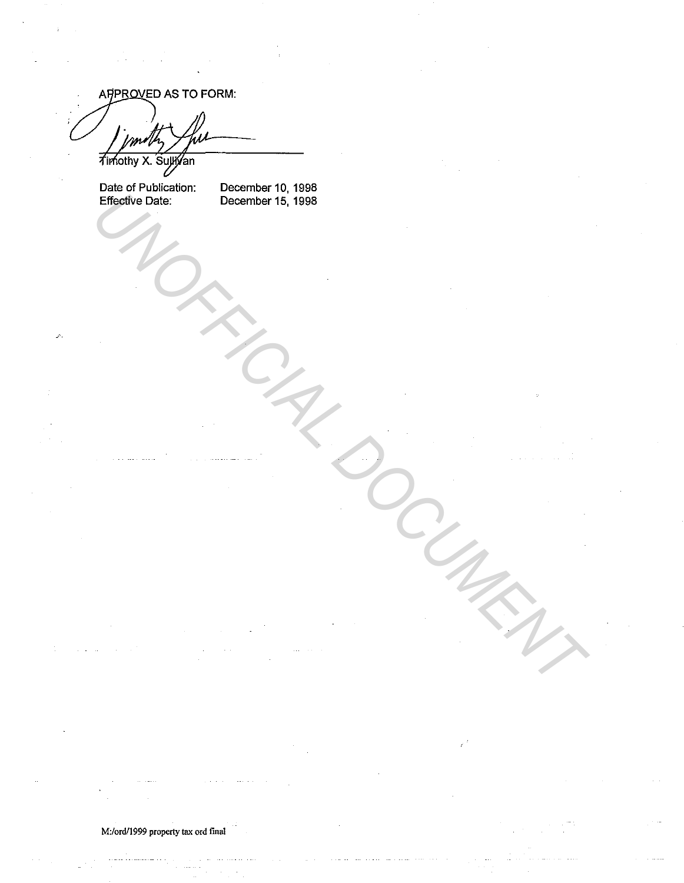APPROVED AS TO FORM:

Timothy X. Sullivan

Date of Publication: December 10, 1998
Effective Date: December 15, 1998

UNOFFICIAL DOCUMENT

M:/ord/1999 property tax ord final